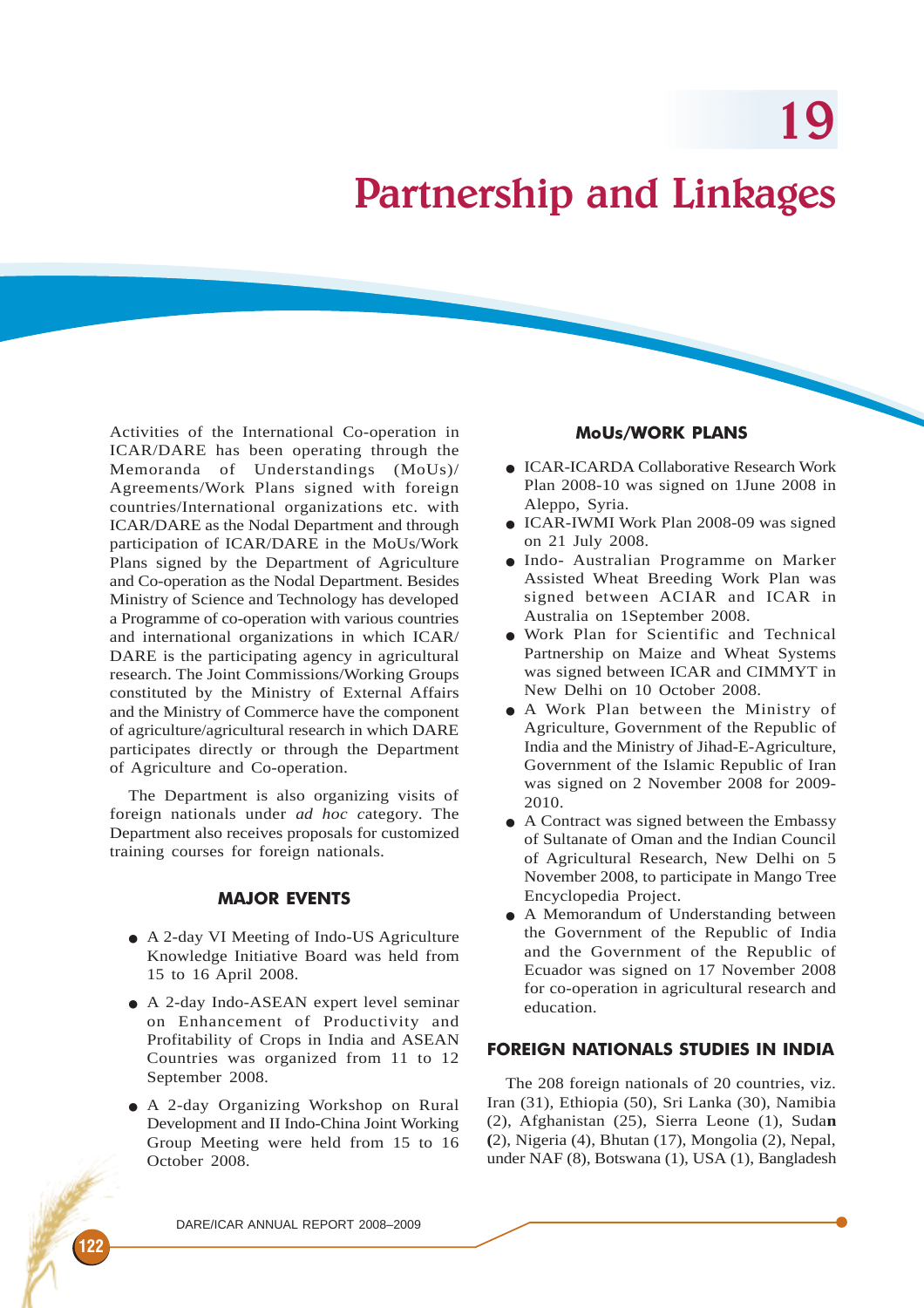# 19

# Partnership and Linkages

Activities of the International Co-operation in ICAR/DARE has been operating through the Memoranda of Understandings (MoUs)/ Agreements/Work Plans signed with foreign countries/International organizations etc. with ICAR/DARE as the Nodal Department and through participation of ICAR/DARE in the MoUs/Work Plans signed by the Department of Agriculture and Co-operation as the Nodal Department. Besides Ministry of Science and Technology has developed a Programme of co-operation with various countries and international organizations in which ICAR/ DARE is the participating agency in agricultural research. The Joint Commissions/Working Groups constituted by the Ministry of External Affairs and the Ministry of Commerce have the component of agriculture/agricultural research in which DARE participates directly or through the Department of Agriculture and Co-operation.

The Department is also organizing visits of foreign nationals under *ad hoc* category. The Department also receives proposals for customized training courses for foreign nationals.

## MAJOR EVENTS

- A 2-day VI Meeting of Indo-US Agriculture Knowledge Initiative Board was held from 15 to 16 April 2008.
- A 2-day Indo-ASEAN expert level seminar on Enhancement of Productivity and Profitability of Crops in India and ASEAN Countries was organized from 11 to 12 September 2008.
- A 2-day Organizing Workshop on Rural Development and II Indo-China Joint Working Group Meeting were held from 15 to 16 October 2008.

## MoUs/WORK PLANS

- ICAR-ICARDA Collaborative Research Work Plan 2008-10 was signed on 1June 2008 in Aleppo, Syria.
- ICAR-IWMI Work Plan 2008-09 was signed on 21 July 2008.
- Indo- Australian Programme on Marker Assisted Wheat Breeding Work Plan was signed between ACIAR and ICAR in Australia on 1September 2008.
- Work Plan for Scientific and Technical Partnership on Maize and Wheat Systems was signed between ICAR and CIMMYT in New Delhi on 10 October 2008.
- A Work Plan between the Ministry of Agriculture, Government of the Republic of India and the Ministry of Jihad-E-Agriculture, Government of the Islamic Republic of Iran was signed on 2 November 2008 for 2009-2010.
- A Contract was signed between the Embassy of Sultanate of Oman and the Indian Council of Agricultural Research, New Delhi on 5 November 2008, to participate in Mango Tree Encyclopedia Project.
- A Memorandum of Understanding between the Government of the Republic of India and the Government of the Republic of Ecuador was signed on 17 November 2008 for co-operation in agricultural research and education.

## FOREIGN NATIONALS STUDIES IN INDIA

The 208 foreign nationals of 20 countries, viz. Iran (31), Ethiopia (50), Sri Lanka (30), Namibia (2), Afghanistan (25), Sierra Leone (1), Sudan (2), Nigeria (4), Bhutan (17), Mongolia (2), Nepal, under NAF (8), Botswana (1), USA (1), Bangladesh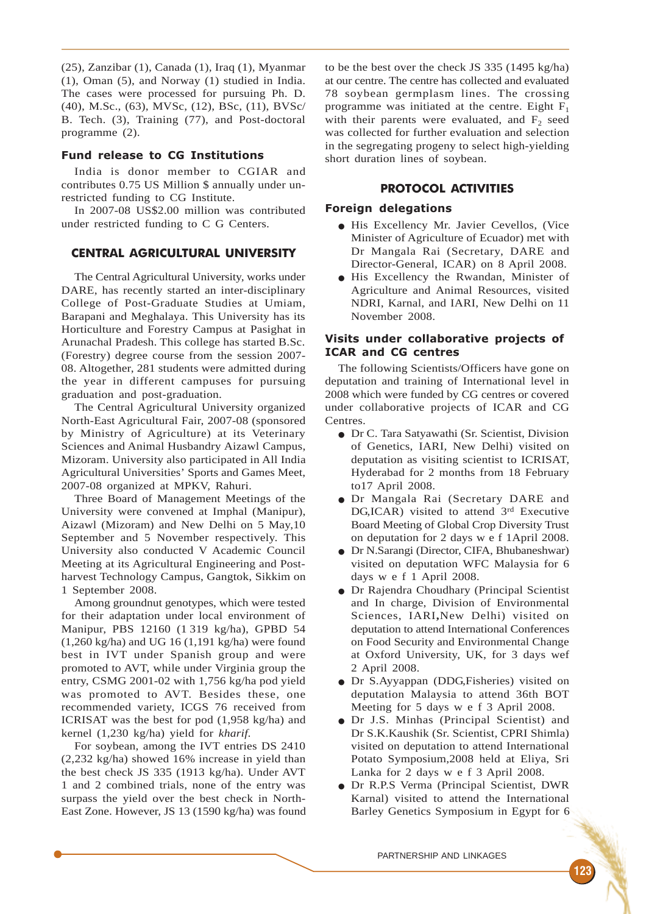(25), Zanzibar (1), Canada (1), Iraq (1), Myanmar (1), Oman (5), and Norway (1) studied in India. The cases were processed for pursuing Ph. D. (40), M.Sc., (63), MVSc, (12), BSc, (11), BVSc/ B. Tech. (3), Training (77), and Post-doctoral programme (2).

### Fund release to CG Institutions

India is donor member to CGIAR and contributes 0.75 US Million $ annually under unrestricted funding to CG Institute.

In 2007-08 US$2.00 million was contributed under restricted funding to C G Centers.

## CENTRAL AGRICULTURAL UNIVERSITY

The Central Agricultural University, works under DARE, has recently started an inter-disciplinary College of Post-Graduate Studies at Umiam, Barapani and Meghalaya. This University has its Horticulture and Forestry Campus at Pasighat in Arunachal Pradesh. This college has started B.Sc. (Forestry) degree course from the session 2007-08. Altogether, 281 students were admitted during the year in different campuses for pursuing graduation and post-graduation.

The Central Agricultural University organized North-East Agricultural Fair, 2007-08 (sponsored by Ministry of Agriculture) at its Veterinary Sciences and Animal Husbandry Aizawl Campus, Mizoram. University also participated in All India Agricultural Universities' Sports and Games Meet, 2007-08 organized at MPKV, Rahuri.

Three Board of Management Meetings of the University were convened at Imphal (Manipur), Aizawl (Mizoram) and New Delhi on 5 May,10 September and 5 November respectively. This University also conducted V Academic Council Meeting at its Agricultural Engineering and Post-harvest Technology Campus, Gangtok, Sikkim on 1 September 2008.

Among groundnut genotypes, which were tested for their adaptation under local environment of Manipur, PBS 12160 (1 319 kg/ha), GPBD 54 (1,260 kg/ha) and UG 16 (1,191 kg/ha) were found best in IVT under Spanish group and were promoted to AVT, while under Virginia group the entry, CSMG 2001-02 with 1,756 kg/ha pod yield was promoted to AVT. Besides these, one recommended variety, ICGS 76 received from ICRISAT was the best for pod (1,958 kg/ha) and kernel (1,230 kg/ha) yield for *kharif.*

For soybean, among the IVT entries DS 2410 (2,232 kg/ha) showed 16% increase in yield than the best check JS 335 (1913 kg/ha). Under AVT 1 and 2 combined trials, none of the entry was surpass the yield over the best check in North-East Zone. However, JS 13 (1590 kg/ha) was found to be the best over the check JS 335 (1495 kg/ha) at our centre. The centre has collected and evaluated 78 soybean germplasm lines. The crossing programme was initiated at the centre. Eight $F_1$ with their parents were evaluated, and $F_2$ seed was collected for further evaluation and selection in the segregating progeny to select high-yielding short duration lines of soybean.

## PROTOCOL ACTIVITIES

### Foreign delegations

- His Excellency Mr. Javier Cevellos, (Vice Minister of Agriculture of Ecuador) met with Dr Mangala Rai (Secretary, DARE and Director-General, ICAR) on 8 April 2008.
- His Excellency the Rwandan, Minister of Agriculture and Animal Resources, visited NDRI, Karnal, and IARI, New Delhi on 11 November 2008.

### Visits under collaborative projects of ICAR and CG centres

The following Scientists/Officers have gone on deputation and training of International level in 2008 which were funded by CG centres or covered under collaborative projects of ICAR and CG Centres.

- Dr C. Tara Satyawathi (Sr. Scientist, Division of Genetics, IARI, New Delhi) visited on deputation as visiting scientist to ICRISAT, Hyderabad for 2 months from 18 February to17 April 2008.
- Dr Mangala Rai (Secretary DARE and DG,ICAR) visited to attend 3rd Executive Board Meeting of Global Crop Diversity Trust on deputation for 2 days w e f 1April 2008.
- Dr N.Sarangi (Director, CIFA, Bhubaneshwar) visited on deputation WFC Malaysia for 6 days w e f 1 April 2008.
- Dr Rajendra Choudhary (Principal Scientist and In charge, Division of Environmental Sciences, IARI**,**New Delhi) visited on deputation to attend International Conferences on Food Security and Environmental Change at Oxford University, UK, for 3 days wef 2 April 2008.
- Dr S.Ayyappan (DDG,Fisheries) visited on deputation Malaysia to attend 36th BOT Meeting for 5 days w e f 3 April 2008.
- Dr J.S. Minhas (Principal Scientist) and Dr S.K.Kaushik (Sr. Scientist, CPRI Shimla) visited on deputation to attend International Potato Symposium,2008 held at Eliya, Sri Lanka for 2 days w e f 3 April 2008.
- Dr R.P.S Verma (Principal Scientist, DWR Karnal) visited to attend the International Barley Genetics Symposium in Egypt for 6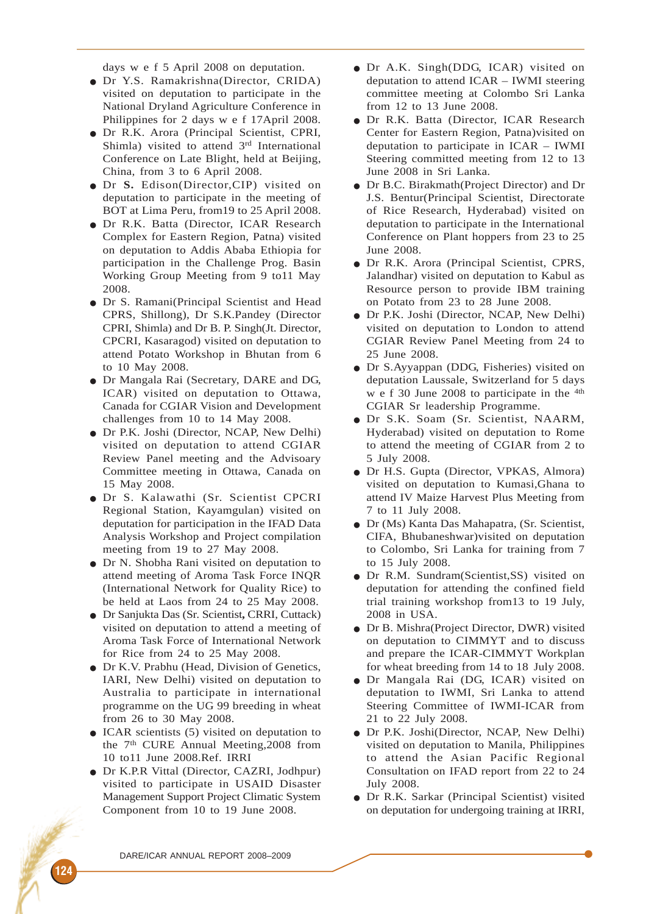days w e f 5 April 2008 on deputation.

- Dr Y.S. Ramakrishna(Director, CRIDA) visited on deputation to participate in the National Dryland Agriculture Conference in Philippines for 2 days w e f 17April 2008.
- Dr R.K. Arora (Principal Scientist, CPRI, Shimla) visited to attend 3rd International Conference on Late Blight, held at Beijing, China, from 3 to 6 April 2008.
- Dr **S.** Edison(Director,CIP) visited on deputation to participate in the meeting of BOT at Lima Peru, from19 to 25 April 2008.
- Dr R.K. Batta (Director, ICAR Research Complex for Eastern Region, Patna) visited on deputation to Addis Ababa Ethiopia for participation in the Challenge Prog. Basin Working Group Meeting from 9 to11 May 2008.
- Dr S. Ramani(Principal Scientist and Head CPRS, Shillong), Dr S.K.Pandey (Director CPRI, Shimla) and Dr B. P. Singh(Jt. Director, CPCRI, Kasaragod) visited on deputation to attend Potato Workshop in Bhutan from 6 to 10 May 2008.
- Dr Mangala Rai (Secretary, DARE and DG, ICAR) visited on deputation to Ottawa, Canada for CGIAR Vision and Development challenges from 10 to 14 May 2008.
- Dr P.K. Joshi (Director, NCAP, New Delhi) visited on deputation to attend CGIAR Review Panel meeting and the Advisory Committee meeting in Ottawa, Canada on 15 May 2008.
- Dr S. Kalawathi (Sr. Scientist CPCRI Regional Station, Kayamgulan) visited on deputation for participation in the IFAD Data Analysis Workshop and Project compilation meeting from 19 to 27 May 2008.
- Dr N. Shobha Rani visited on deputation to attend meeting of Aroma Task Force INQR (International Network for Quality Rice) to be held at Laos from 24 to 25 May 2008.
- Dr Sanjukta Das (Sr. Scientist**,** CRRI, Cuttack) visited on deputation to attend a meeting of Aroma Task Force of International Network for Rice from 24 to 25 May 2008.
- Dr K.V. Prabhu (Head, Division of Genetics, IARI, New Delhi) visited on deputation to Australia to participate in international programme on the UG 99 breeding in wheat from 26 to 30 May 2008.
- ICAR scientists (5) visited on deputation to the 7th CURE Annual Meeting,2008 from 10 to11 June 2008.Ref. IRRI
- Dr K.P.R Vittal (Director, CAZRI, Jodhpur) visited to participate in USAID Disaster Management Support Project Climatic System Component from 10 to 19 June 2008.
- Dr A.K. Singh(DDG, ICAR) visited on deputation to attend ICAR – IWMI steering committee meeting at Colombo Sri Lanka from 12 to 13 June 2008.
- Dr R.K. Batta (Director, ICAR Research Center for Eastern Region, Patna)visited on deputation to participate in ICAR – IWMI Steering committed meeting from 12 to 13 June 2008 in Sri Lanka.
- Dr B.C. Birakmath(Project Director) and Dr J.S. Bentur(Principal Scientist, Directorate of Rice Research, Hyderabad) visited on deputation to participate in the International Conference on Plant hoppers from 23 to 25 June 2008.
- Dr R.K. Arora (Principal Scientist, CPRS, Jalandhar) visited on deputation to Kabul as Resource person to provide IBM training on Potato from 23 to 28 June 2008.
- Dr P.K. Joshi (Director, NCAP, New Delhi) visited on deputation to London to attend CGIAR Review Panel Meeting from 24 to 25 June 2008.
- Dr S.Ayyappan (DDG, Fisheries) visited on deputation Laussale, Switzerland for 5 days w e f 30 June 2008 to participate in the 4th CGIAR Sr leadership Programme.
- Dr S.K. Soam (Sr. Scientist, NAARM, Hyderabad) visited on deputation to Rome to attend the meeting of CGIAR from 2 to 5 July 2008.
- Dr H.S. Gupta (Director, VPKAS, Almora) visited on deputation to Kumasi,Ghana to attend IV Maize Harvest Plus Meeting from 7 to 11 July 2008.
- Dr (Ms) Kanta Das Mahapatra, (Sr. Scientist, CIFA, Bhubaneshwar)visited on deputation to Colombo, Sri Lanka for training from 7 to 15 July 2008.
- Dr R.M. Sundram(Scientist,SS) visited on deputation for attending the confined field trial training workshop from13 to 19 July, 2008 in USA.
- Dr B. Mishra(Project Director, DWR) visited on deputation to CIMMYT and to discuss and prepare the ICAR-CIMMYT Workplan for wheat breeding from 14 to 18 July 2008.
- Dr Mangala Rai (DG, ICAR) visited on deputation to IWMI, Sri Lanka to attend Steering Committee of IWMI-ICAR from 21 to 22 July 2008.
- Dr P.K. Joshi(Director, NCAP, New Delhi) visited on deputation to Manila, Philippines to attend the Asian Pacific Regional Consultation on IFAD report from 22 to 24 July 2008.
- Dr R.K. Sarkar (Principal Scientist) visited on deputation for undergoing training at IRRI,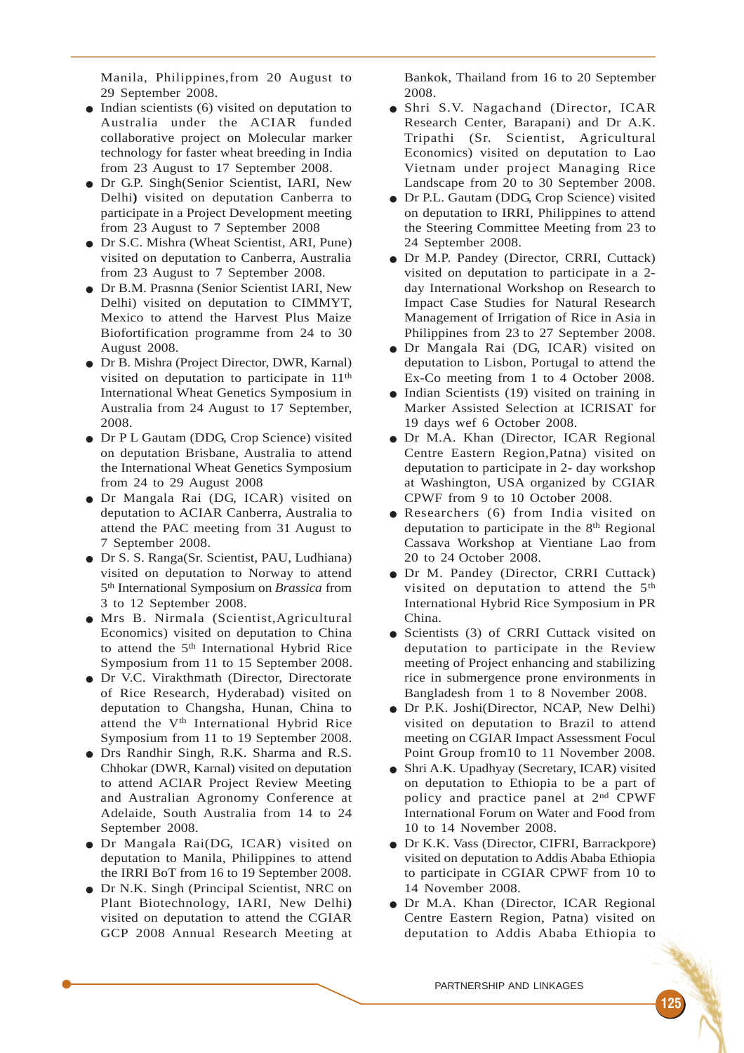Manila, Philippines,from 20 August to 29 September 2008.

- Indian scientists (6) visited on deputation to Australia under the ACIAR funded collaborative project on Molecular marker technology for faster wheat breeding in India from 23 August to 17 September 2008.
- Dr G.P. Singh(Senior Scientist, IARI, New Delhi**)** visited on deputation Canberra to participate in a Project Development meeting from 23 August to 7 September 2008
- Dr S.C. Mishra (Wheat Scientist, ARI, Pune) visited on deputation to Canberra, Australia from 23 August to 7 September 2008.
- Dr B.M. Prasnna (Senior Scientist IARI, New Delhi) visited on deputation to CIMMYT, Mexico to attend the Harvest Plus Maize Biofortification programme from 24 to 30 August 2008.
- Dr B. Mishra (Project Director, DWR, Karnal) visited on deputation to participate in 11th International Wheat Genetics Symposium in Australia from 24 August to 17 September, 2008.
- Dr P L Gautam (DDG, Crop Science) visited on deputation Brisbane, Australia to attend the International Wheat Genetics Symposium from 24 to 29 August 2008
- Dr Mangala Rai (DG, ICAR) visited on deputation to ACIAR Canberra, Australia to attend the PAC meeting from 31 August to 7 September 2008.
- Dr S. S. Ranga(Sr. Scientist, PAU, Ludhiana) visited on deputation to Norway to attend 5th International Symposium on *Brassica* from 3 to 12 September 2008.
- Mrs B. Nirmala (Scientist,Agricultural Economics) visited on deputation to China to attend the 5th International Hybrid Rice Symposium from 11 to 15 September 2008.
- Dr V.C. Virakthmath (Director, Directorate of Rice Research, Hyderabad) visited on deputation to Changsha, Hunan, China to attend the Vth International Hybrid Rice Symposium from 11 to 19 September 2008.
- Drs Randhir Singh, R.K. Sharma and R.S. Chhokar (DWR, Karnal) visited on deputation to attend ACIAR Project Review Meeting and Australian Agronomy Conference at Adelaide, South Australia from 14 to 24 September 2008.
- Dr Mangala Rai(DG, ICAR) visited on deputation to Manila, Philippines to attend the IRRI BoT from 16 to 19 September 2008.
- Dr N.K. Singh (Principal Scientist, NRC on Plant Biotechnology, IARI, New Delhi**)** visited on deputation to attend the CGIAR GCP 2008 Annual Research Meeting at Bankok, Thailand from 16 to 20 September 2008.
- Shri S.V. Nagachand (Director, ICAR Research Center, Barapani) and Dr A.K. Tripathi (Sr. Scientist, Agricultural Economics) visited on deputation to Lao Vietnam under project Managing Rice Landscape from 20 to 30 September 2008.
- Dr P.L. Gautam (DDG, Crop Science) visited on deputation to IRRI, Philippines to attend the Steering Committee Meeting from 23 to 24 September 2008.
- Dr M.P. Pandey (Director, CRRI, Cuttack) visited on deputation to participate in a 2-day International Workshop on Research to Impact Case Studies for Natural Research Management of Irrigation of Rice in Asia in Philippines from 23 to 27 September 2008.
- Dr Mangala Rai (DG, ICAR) visited on deputation to Lisbon, Portugal to attend the Ex-Co meeting from 1 to 4 October 2008.
- Indian Scientists (19) visited on training in Marker Assisted Selection at ICRISAT for 19 days wef 6 October 2008.
- Dr M.A. Khan (Director, ICAR Regional Centre Eastern Region,Patna) visited on deputation to participate in 2- day workshop at Washington, USA organized by CGIAR CPWF from 9 to 10 October 2008.
- Researchers (6) from India visited on deputation to participate in the 8th Regional Cassava Workshop at Vientiane Lao from 20 to 24 October 2008.
- Dr M. Pandey (Director, CRRI Cuttack) visited on deputation to attend the 5th International Hybrid Rice Symposium in PR China.
- Scientists (3) of CRRI Cuttack visited on deputation to participate in the Review meeting of Project enhancing and stabilizing rice in submergence prone environments in Bangladesh from 1 to 8 November 2008.
- Dr P.K. Joshi(Director, NCAP, New Delhi) visited on deputation to Brazil to attend meeting on CGIAR Impact Assessment Focul Point Group from10 to 11 November 2008.
- Shri A.K. Upadhyay (Secretary, ICAR) visited on deputation to Ethiopia to be a part of policy and practice panel at 2nd CPWF International Forum on Water and Food from 10 to 14 November 2008.
- Dr K.K. Vass (Director, CIFRI, Barrackpore) visited on deputation to Addis Ababa Ethiopia to participate in CGIAR CPWF from 10 to 14 November 2008.
- Dr M.A. Khan (Director, ICAR Regional Centre Eastern Region, Patna) visited on deputation to Addis Ababa Ethiopia to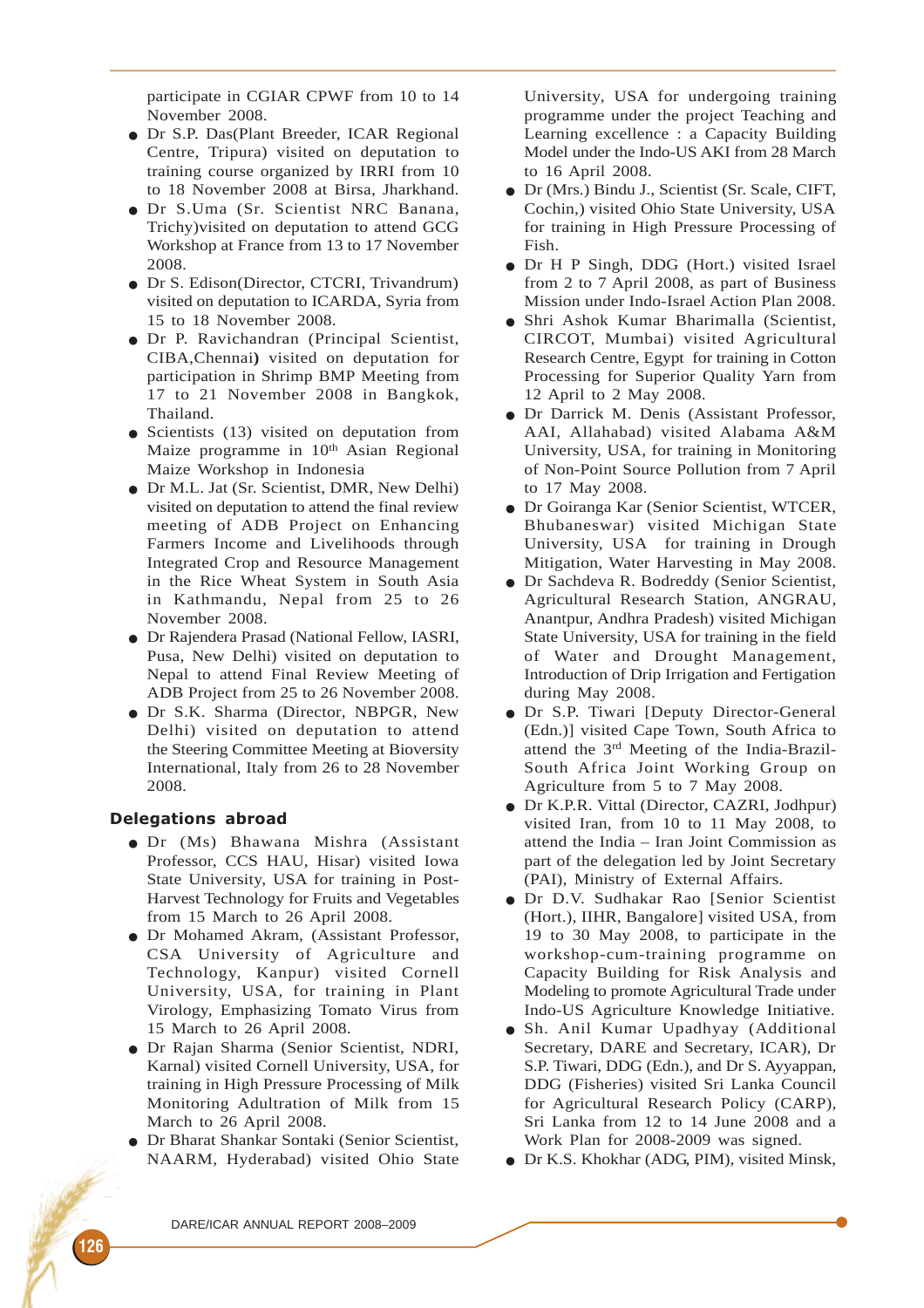participate in CGIAR CPWF from 10 to 14 November 2008.

- Dr S.P. Das(Plant Breeder, ICAR Regional Centre, Tripura) visited on deputation to training course organized by IRRI from 10 to 18 November 2008 at Birsa, Jharkhand.
- Dr S.Uma (Sr. Scientist NRC Banana, Trichy)visited on deputation to attend GCG Workshop at France from 13 to 17 November 2008.
- Dr S. Edison(Director, CTCRI, Trivandrum) visited on deputation to ICARDA, Syria from 15 to 18 November 2008.
- Dr P. Ravichandran (Principal Scientist, CIBA,Chennai) visited on deputation for participation in Shrimp BMP Meeting from 17 to 21 November 2008 in Bangkok, Thailand.
- Scientists (13) visited on deputation from Maize programme in 10th Asian Regional Maize Workshop in Indonesia
- Dr M.L. Jat (Sr. Scientist, DMR, New Delhi) visited on deputation to attend the final review meeting of ADB Project on Enhancing Farmers Income and Livelihoods through Integrated Crop and Resource Management in the Rice Wheat System in South Asia in Kathmandu, Nepal from 25 to 26 November 2008.
- Dr Rajendera Prasad (National Fellow, IASRI, Pusa, New Delhi) visited on deputation to Nepal to attend Final Review Meeting of ADB Project from 25 to 26 November 2008.
- Dr S.K. Sharma (Director, NBPGR, New Delhi) visited on deputation to attend the Steering Committee Meeting at Bioversity International, Italy from 26 to 28 November 2008.

### Delegations abroad

- Dr (Ms) Bhawana Mishra (Assistant Professor, CCS HAU, Hisar) visited Iowa State University, USA for training in Post-Harvest Technology for Fruits and Vegetables from 15 March to 26 April 2008.
- Dr Mohamed Akram, (Assistant Professor, CSA University of Agriculture and Technology, Kanpur) visited Cornell University, USA, for training in Plant Virology, Emphasizing Tomato Virus from 15 March to 26 April 2008.
- Dr Rajan Sharma (Senior Scientist, NDRI, Karnal) visited Cornell University, USA, for training in High Pressure Processing of Milk Monitoring Adultration of Milk from 15 March to 26 April 2008.
- Dr Bharat Shankar Sontaki (Senior Scientist, NAARM, Hyderabad) visited Ohio State University, USA for undergoing training programme under the project Teaching and Learning excellence : a Capacity Building Model under the Indo-US AKI from 28 March to 16 April 2008.
- Dr (Mrs.) Bindu J., Scientist (Sr. Scale, CIFT, Cochin,) visited Ohio State University, USA for training in High Pressure Processing of Fish.
- Dr H P Singh, DDG (Hort.) visited Israel from 2 to 7 April 2008, as part of Business Mission under Indo-Israel Action Plan 2008.
- Shri Ashok Kumar Bharimalla (Scientist, CIRCOT, Mumbai) visited Agricultural Research Centre, Egypt for training in Cotton Processing for Superior Quality Yarn from 12 April to 2 May 2008.
- Dr Darrick M. Denis (Assistant Professor, AAI, Allahabad) visited Alabama A&M University, USA, for training in Monitoring of Non-Point Source Pollution from 7 April to 17 May 2008.
- Dr Goiranga Kar (Senior Scientist, WTCER, Bhubaneswar) visited Michigan State University, USA for training in Drough Mitigation, Water Harvesting in May 2008.
- Dr Sachdeva R. Bodreddy (Senior Scientist, Agricultural Research Station, ANGRAU, Anantpur, Andhra Pradesh) visited Michigan State University, USA for training in the field of Water and Drought Management, Introduction of Drip Irrigation and Fertigation during May 2008.
- Dr S.P. Tiwari [Deputy Director-General (Edn.)] visited Cape Town, South Africa to attend the 3rd Meeting of the India-Brazil-South Africa Joint Working Group on Agriculture from 5 to 7 May 2008.
- Dr K.P.R. Vittal (Director, CAZRI, Jodhpur) visited Iran, from 10 to 11 May 2008, to attend the India – Iran Joint Commission as part of the delegation led by Joint Secretary (PAI), Ministry of External Affairs.
- Dr D.V. Sudhakar Rao [Senior Scientist (Hort.), IIHR, Bangalore] visited USA, from 19 to 30 May 2008, to participate in the workshop-cum-training programme on Capacity Building for Risk Analysis and Modeling to promote Agricultural Trade under Indo-US Agriculture Knowledge Initiative.
- Sh. Anil Kumar Upadhyay (Additional Secretary, DARE and Secretary, ICAR), Dr S.P. Tiwari, DDG (Edn.), and Dr S. Ayyappan, DDG (Fisheries) visited Sri Lanka Council for Agricultural Research Policy (CARP), Sri Lanka from 12 to 14 June 2008 and a Work Plan for 2008-2009 was signed.
- Dr K.S. Khokhar (ADG, PIM), visited Minsk,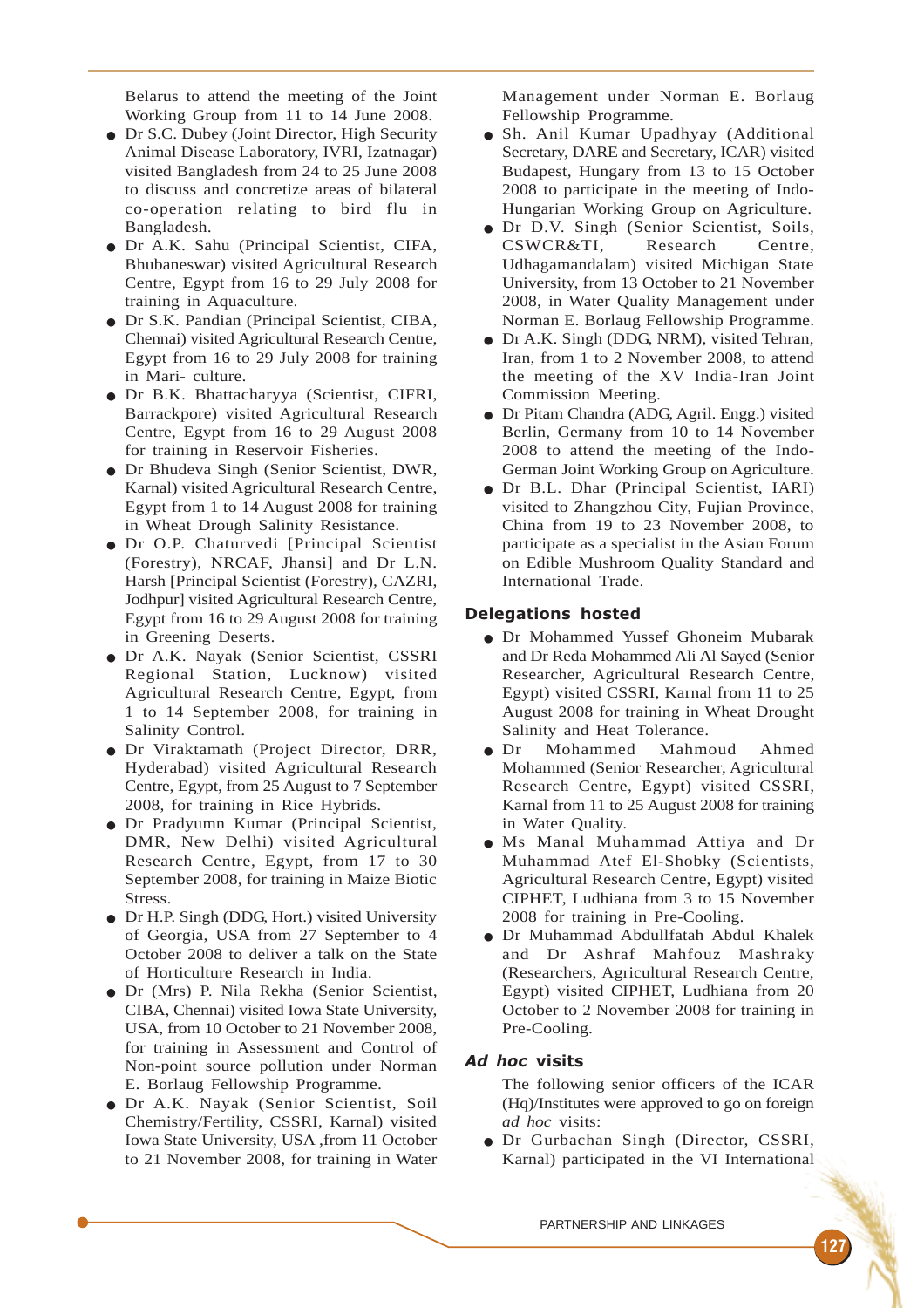Belarus to attend the meeting of the Joint Working Group from 11 to 14 June 2008.

- Dr S.C. Dubey (Joint Director, High Security Animal Disease Laboratory, IVRI, Izatnagar) visited Bangladesh from 24 to 25 June 2008 to discuss and concretize areas of bilateral co-operation relating to bird flu in Bangladesh.
- Dr A.K. Sahu (Principal Scientist, CIFA, Bhubaneswar) visited Agricultural Research Centre, Egypt from 16 to 29 July 2008 for training in Aquaculture.
- Dr S.K. Pandian (Principal Scientist, CIBA, Chennai) visited Agricultural Research Centre, Egypt from 16 to 29 July 2008 for training in Mari- culture.
- Dr B.K. Bhattacharyya (Scientist, CIFRI, Barrackpore) visited Agricultural Research Centre, Egypt from 16 to 29 August 2008 for training in Reservoir Fisheries.
- Dr Bhudeva Singh (Senior Scientist, DWR, Karnal) visited Agricultural Research Centre, Egypt from 1 to 14 August 2008 for training in Wheat Drought Salinity Resistance.
- Dr O.P. Chaturvedi [Principal Scientist (Forestry), NRCAF, Jhansi] and Dr L.N. Harsh [Principal Scientist (Forestry), CAZRI, Jodhpur] visited Agricultural Research Centre, Egypt from 16 to 29 August 2008 for training in Greening Deserts.
- Dr A.K. Nayak (Senior Scientist, CSSRI Regional Station, Lucknow) visited Agricultural Research Centre, Egypt, from 1 to 14 September 2008, for training in Salinity Control.
- Dr Viraktamath (Project Director, DRR, Hyderabad) visited Agricultural Research Centre, Egypt, from 25 August to 7 September 2008, for training in Rice Hybrids.
- Dr Pradyumn Kumar (Principal Scientist, DMR, New Delhi) visited Agricultural Research Centre, Egypt, from 17 to 30 September 2008, for training in Maize Biotic Stress.
- Dr H.P. Singh (DDG, Hort.) visited University of Georgia, USA from 27 September to 4 October 2008 to deliver a talk on the State of Horticulture Research in India.
- Dr (Mrs) P. Nila Rekha (Senior Scientist, CIBA, Chennai) visited Iowa State University, USA, from 10 October to 21 November 2008, for training in Assessment and Control of Non-point source pollution under Norman E. Borlaug Fellowship Programme.
- Dr A.K. Nayak (Senior Scientist, Soil Chemistry/Fertility, CSSRI, Karnal) visited Iowa State University, USA ,from 11 October to 21 November 2008, for training in Water Management under Norman E. Borlaug Fellowship Programme.
- Sh. Anil Kumar Upadhyay (Additional Secretary, DARE and Secretary, ICAR) visited Budapest, Hungary from 13 to 15 October 2008 to participate in the meeting of Indo-Hungarian Working Group on Agriculture.
- Dr D.V. Singh (Senior Scientist, Soils, CSWCR&TI, Research Centre, Udhagamandalam) visited Michigan State University, from 13 October to 21 November 2008, in Water Quality Management under Norman E. Borlaug Fellowship Programme.
- Dr A.K. Singh (DDG, NRM), visited Tehran, Iran, from 1 to 2 November 2008, to attend the meeting of the XV India-Iran Joint Commission Meeting.
- Dr Pitam Chandra (ADG, Agril. Engg.) visited Berlin, Germany from 10 to 14 November 2008 to attend the meeting of the Indo-German Joint Working Group on Agriculture.
- Dr B.L. Dhar (Principal Scientist, IARI) visited to Zhangzhou City, Fujian Province, China from 19 to 23 November 2008, to participate as a specialist in the Asian Forum on Edible Mushroom Quality Standard and International Trade.

### Delegations hosted

- Dr Mohammed Yussef Ghoneim Mubarak and Dr Reda Mohammed Ali Al Sayed (Senior Researcher, Agricultural Research Centre, Egypt) visited CSSRI, Karnal from 11 to 25 August 2008 for training in Wheat Drought Salinity and Heat Tolerance.
- Dr Mohammed Mahmoud Ahmed Mohammed (Senior Researcher, Agricultural Research Centre, Egypt) visited CSSRI, Karnal from 11 to 25 August 2008 for training in Water Quality.
- Ms Manal Muhammad Attiya and Dr Muhammad Atef El-Shobky (Scientists, Agricultural Research Centre, Egypt) visited CIPHET, Ludhiana from 3 to 15 November 2008 for training in Pre-Cooling.
- Dr Muhammad Abdullfatah Abdul Khalek and Dr Ashraf Mahfouz Mashraky (Researchers, Agricultural Research Centre, Egypt) visited CIPHET, Ludhiana from 20 October to 2 November 2008 for training in Pre-Cooling.

### *Ad hoc* visits

The following senior officers of the ICAR (Hq)/Institutes were approved to go on foreign *ad hoc* visits:

- Dr Gurbachan Singh (Director, CSSRI, Karnal) participated in the VI International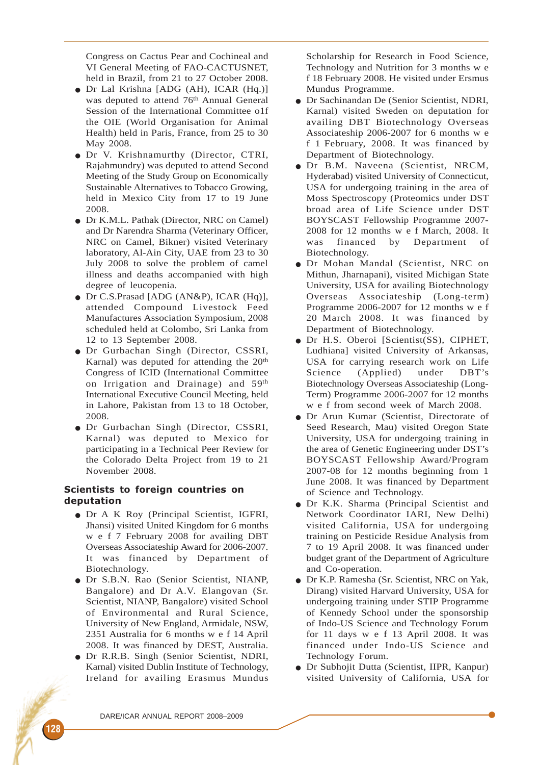Congress on Cactus Pear and Cochineal and VI General Meeting of FAO-CACTUSNET, held in Brazil, from 21 to 27 October 2008.

- Dr Lal Krishna [ADG (AH), ICAR (Hq.)] was deputed to attend 76th Annual General Session of the International Committee o1f the OIE (World Organisation for Animal Health) held in Paris, France, from 25 to 30 May 2008.
- Dr V. Krishnamurthy (Director, CTRI, Rajahmundry) was deputed to attend Second Meeting of the Study Group on Economically Sustainable Alternatives to Tobacco Growing, held in Mexico City from 17 to 19 June 2008.
- Dr K.M.L. Pathak (Director, NRC on Camel) and Dr Narendra Sharma (Veterinary Officer, NRC on Camel, Bikner) visited Veterinary laboratory, Al-Ain City, UAE from 23 to 30 July 2008 to solve the problem of camel illness and deaths accompanied with high degree of leucopenia.
- Dr C.S.Prasad [ADG (AN&P), ICAR (Hq)], attended Compound Livestock Feed Manufactures Association Symposium, 2008 scheduled held at Colombo, Sri Lanka from 12 to 13 September 2008.
- Dr Gurbachan Singh (Director, CSSRI, Karnal) was deputed for attending the 20th Congress of ICID (International Committee on Irrigation and Drainage) and 59th International Executive Council Meeting, held in Lahore, Pakistan from 13 to 18 October, 2008.
- Dr Gurbachan Singh (Director, CSSRI, Karnal) was deputed to Mexico for participating in a Technical Peer Review for the Colorado Delta Project from 19 to 21 November 2008.

## Scientists to foreign countries on deputation

- Dr A K Roy (Principal Scientist, IGFRI, Jhansi) visited United Kingdom for 6 months w e f 7 February 2008 for availing DBT Overseas Associateship Award for 2006-2007. It was financed by Department of Biotechnology.
- Dr S.B.N. Rao (Senior Scientist, NIANP, Bangalore) and Dr A.V. Elangovan (Sr. Scientist, NIANP, Bangalore) visited School of Environmental and Rural Science, University of New England, Armidale, NSW, 2351 Australia for 6 months w e f 14 April 2008. It was financed by DEST, Australia.
- Dr R.R.B. Singh (Senior Scientist, NDRI, Karnal) visited Dublin Institute of Technology, Ireland for availing Erasmus Mundus Scholarship for Research in Food Science, Technology and Nutrition for 3 months w e f 18 February 2008. He visited under Ersmus Mundus Programme.
- Dr Sachinandan De (Senior Scientist, NDRI, Karnal) visited Sweden on deputation for availing DBT Biotechnology Overseas Associateship 2006-2007 for 6 months w e f 1 February, 2008. It was financed by Department of Biotechnology.
- Dr B.M. Naveena (Scientist, NRCM, Hyderabad) visited University of Connecticut, USA for undergoing training in the area of Moss Spectroscopy (Proteomics under DST broad area of Life Science under DST BOYSCAST Fellowship Programme 2007-2008 for 12 months w e f March, 2008. It was financed by Department of Biotechnology.
- Dr Mohan Mandal (Scientist, NRC on Mithun, Jharnapani), visited Michigan State University, USA for availing Biotechnology Overseas Associateship (Long-term) Programme 2006-2007 for 12 months w e f 20 March 2008. It was financed by Department of Biotechnology.
- Dr H.S. Oberoi [Scientist(SS), CIPHET, Ludhiana] visited University of Arkansas, USA for carrying research work on Life Science (Applied) under DBT's Biotechnology Overseas Associateship (Long-Term) Programme 2006-2007 for 12 months w e f from second week of March 2008.
- Dr Arun Kumar (Scientist, Directorate of Seed Research, Mau) visited Oregon State University, USA for undergoing training in the area of Genetic Engineering under DST's BOYSCAST Fellowship Award/Program 2007-08 for 12 months beginning from 1 June 2008. It was financed by Department of Science and Technology.
- Dr K.K. Sharma (Principal Scientist and Network Coordinator IARI, New Delhi) visited California, USA for undergoing training on Pesticide Residue Analysis from 7 to 19 April 2008. It was financed under budget grant of the Department of Agriculture and Co-operation.
- Dr K.P. Ramesha (Sr. Scientist, NRC on Yak, Dirang) visited Harvard University, USA for undergoing training under STIP Programme of Kennedy School under the sponsorship of Indo-US Science and Technology Forum for 11 days w e f 13 April 2008. It was financed under Indo-US Science and Technology Forum.
- Dr Subhojit Dutta (Scientist, IIPR, Kanpur) visited University of California, USA for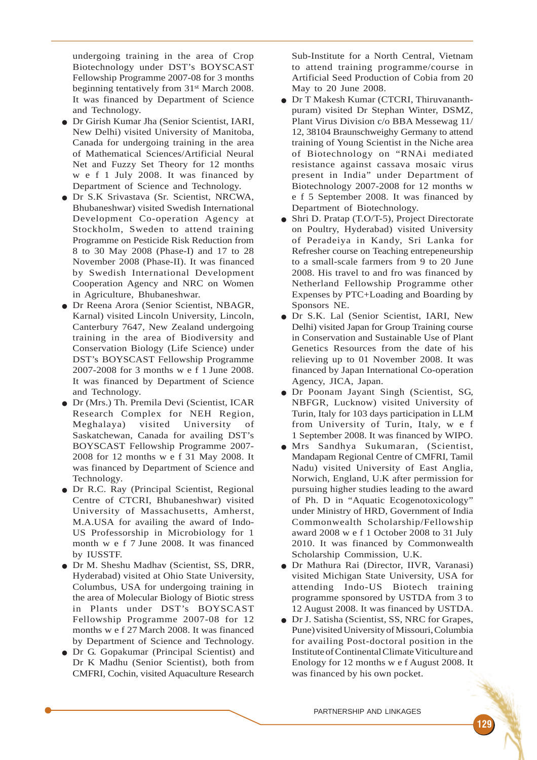undergoing training in the area of Crop Biotechnology under DST's BOYSCAST Fellowship Programme 2007-08 for 3 months beginning tentatively from 31st March 2008. It was financed by Department of Science and Technology.

- Dr Girish Kumar Jha (Senior Scientist, IARI, New Delhi) visited University of Manitoba, Canada for undergoing training in the area of Mathematical Sciences/Artificial Neural Net and Fuzzy Set Theory for 12 months w e f 1 July 2008. It was financed by Department of Science and Technology.
- Dr S.K Srivastava (Sr. Scientist, NRCWA, Bhubaneshwar) visited Swedish International Development Co-operation Agency at Stockholm, Sweden to attend training Programme on Pesticide Risk Reduction from 8 to 30 May 2008 (Phase-I) and 17 to 28 November 2008 (Phase-II). It was financed by Swedish International Development Cooperation Agency and NRC on Women in Agriculture, Bhubaneshwar.
- Dr Reena Arora (Senior Scientist, NBAGR, Karnal) visited Lincoln University, Lincoln, Canterbury 7647, New Zealand undergoing training in the area of Biodiversity and Conservation Biology (Life Science) under DST's BOYSCAST Fellowship Programme 2007-2008 for 3 months w e f 1 June 2008. It was financed by Department of Science and Technology.
- Dr (Mrs.) Th. Premila Devi (Scientist, ICAR Research Complex for NEH Region, Meghalaya) visited University of Saskatchewan, Canada for availing DST's BOYSCAST Fellowship Programme 2007-2008 for 12 months w e f 31 May 2008. It was financed by Department of Science and Technology.
- Dr R.C. Ray (Principal Scientist, Regional Centre of CTCRI, Bhubaneshwar) visited University of Massachusetts, Amherst, M.A.USA for availing the award of Indo-US Professorship in Microbiology for 1 month w e f 7 June 2008. It was financed by IUSSTF.
- Dr M. Sheshu Madhav (Scientist, SS, DRR, Hyderabad) visited at Ohio State University, Columbus, USA for undergoing training in the area of Molecular Biology of Biotic stress in Plants under DST's BOYSCAST Fellowship Programme 2007-08 for 12 months w e f 27 March 2008. It was financed by Department of Science and Technology.
- Dr G. Gopakumar (Principal Scientist) and Dr K Madhu (Senior Scientist), both from CMFRI, Cochin, visited Aquaculture Research Sub-Institute for a North Central, Vietnam to attend training programme/course in Artificial Seed Production of Cobia from 20 May to 20 June 2008.
- Dr T Makesh Kumar (CTCRI, Thiruvananthpuram) visited Dr Stephan Winter, DSMZ, Plant Virus Division c/o BBA Messewag 11/12, 38104 Braunschweighy Germany to attend training of Young Scientist in the Niche area of Biotechnology on "RNAi mediated resistance against cassava mosaic virus present in India" under Department of Biotechnology 2007-2008 for 12 months w e f 5 September 2008. It was financed by Department of Biotechnology.
- Shri D. Pratap (T.O/T-5), Project Directorate on Poultry, Hyderabad) visited University of Peradeiya in Kandy, Sri Lanka for Refresher course on Teaching entrepeneurship to a small-scale farmers from 9 to 20 June 2008. His travel to and fro was financed by Netherland Fellowship Programme other Expenses by PTC+Loading and Boarding by Sponsors NE.
- Dr S.K. Lal (Senior Scientist, IARI, New Delhi) visited Japan for Group Training course in Conservation and Sustainable Use of Plant Genetics Resources from the date of his relieving up to 01 November 2008. It was financed by Japan International Co-operation Agency, JICA, Japan.
- Dr Poonam Jayant Singh (Scientist, SG, NBFGR, Lucknow) visited University of Turin, Italy for 103 days participation in LLM from University of Turin, Italy, w e f 1 September 2008. It was financed by WIPO.
- Mrs Sandhya Sukumaran, (Scientist, Mandapam Regional Centre of CMFRI, Tamil Nadu) visited University of East Anglia, Norwich, England, U.K after permission for pursuing higher studies leading to the award of Ph. D in "Aquatic Ecogenotoxicology" under Ministry of HRD, Government of India Commonwealth Scholarship/Fellowship award 2008 w e f 1 October 2008 to 31 July 2010. It was financed by Commonwealth Scholarship Commission, U.K.
- Dr Mathura Rai (Director, IIVR, Varanasi) visited Michigan State University, USA for attending Indo-US Biotech training programme sponsored by USTDA from 3 to 12 August 2008. It was financed by USTDA.
- Dr J. Satisha (Scientist, SS, NRC for Grapes, Pune) visited University of Missouri, Columbia for availing Post-doctoral position in the Institute of Continental Climate Viticulture and Enology for 12 months w e f August 2008. It was financed by his own pocket.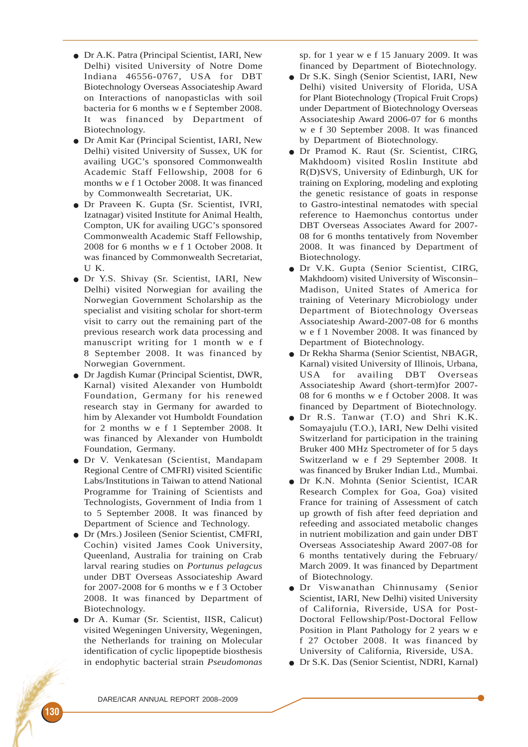- Dr A.K. Patra (Principal Scientist, IARI, New Delhi) visited University of Notre Dome Indiana 46556-0767, USA for DBT Biotechnology Overseas Associateship Award on Interactions of nanopasticlas with soil bacteria for 6 months w e f September 2008. It was financed by Department of Biotechnology.
- Dr Amit Kar (Principal Scientist, IARI, New Delhi) visited University of Sussex, UK for availing UGC's sponsored Commonwealth Academic Staff Fellowship, 2008 for 6 months w e f 1 October 2008. It was financed by Commonwealth Secretariat, UK.
- Dr Praveen K. Gupta (Sr. Scientist, IVRI, Izatnagar) visited Institute for Animal Health, Compton, UK for availing UGC's sponsored Commonwealth Academic Staff Fellowship, 2008 for 6 months w e f 1 October 2008. It was financed by Commonwealth Secretariat, U K.
- Dr Y.S. Shivay (Sr. Scientist, IARI, New Delhi) visited Norwegian for availing the Norwegian Government Scholarship as the specialist and visiting scholar for short-term visit to carry out the remaining part of the previous research work data processing and manuscript writing for 1 month w e f 8 September 2008. It was financed by Norwegian Government.
- Dr Jagdish Kumar (Principal Scientist, DWR, Karnal) visited Alexander von Humboldt Foundation, Germany for his renewed research stay in Germany for awarded to him by Alexander vot Humboldt Foundation for 2 months w e f 1 September 2008. It was financed by Alexander von Humboldt Foundation, Germany.
- Dr V. Venkatesan (Scientist, Mandapam Regional Centre of CMFRI) visited Scientific Labs/Institutions in Taiwan to attend National Programme for Training of Scientists and Technologists, Government of India from 1 to 5 September 2008. It was financed by Department of Science and Technology.
- Dr (Mrs.) Josileen (Senior Scientist, CMFRI, Cochin) visited James Cook University, Queensland, Australia for training on Crab larval rearing studies on *Portunus pelagcus* under DBT Overseas Associateship Award for 2007-2008 for 6 months w e f 3 October 2008. It was financed by Department of Biotechnology.
- Dr A. Kumar (Sr. Scientist, IISR, Calicut) visited Wegeningen University, Wegeningen, the Netherlands for training on Molecular identification of cyclic lipopeptide biosthesis in endophytic bacterial strain *Pseudomonas* sp. for 1 year w e f 15 January 2009. It was financed by Department of Biotechnology.
- Dr S.K. Singh (Senior Scientist, IARI, New Delhi) visited University of Florida, USA for Plant Biotechnology (Tropical Fruit Crops) under Department of Biotechnology Overseas Associateship Award 2006-07 for 6 months w e f 30 September 2008. It was financed by Department of Biotechnology.
- Dr Pramod K. Raut (Sr. Scientist, CIRG, Makhdoom) visited Roslin Institute abd R(D)SVS, University of Edinburgh, UK for training on Exploring, modeling and exploting the genetic resistance of goats in response to Gastro-intestinal nematodes with special reference to Haemonchus contortus under DBT Overseas Associates Award for 2007-08 for 6 months tentatively from November 2008. It was financed by Department of Biotechnology.
- Dr V.K. Gupta (Senior Scientist, CIRG, Makhdoom) visited University of Wisconsin–Madison, United States of America for training of Veterinary Microbiology under Department of Biotechnology Overseas Associateship Award-2007-08 for 6 months w e f 1 November 2008. It was financed by Department of Biotechnology.
- Dr Rekha Sharma (Senior Scientist, NBAGR, Karnal) visited University of Illinois, Urbana, USA for availing DBT Overseas Associateship Award (short-term)for 2007-08 for 6 months w e f October 2008. It was financed by Department of Biotechnology.
- Dr R.S. Tanwar (T.O) and Shri K.K. Somayajulu (T.O.), IARI, New Delhi visited Switzerland for participation in the training Bruker 400 MHz Spectrometer of for 5 days Switzerland w e f 29 September 2008. It was financed by Bruker Indian Ltd., Mumbai.
- Dr K.N. Mohnta (Senior Scientist, ICAR Research Complex for Goa, Goa) visited France for training of Assessment of catch up growth of fish after feed depriation and refeeding and associated metabolic changes in nutrient mobilization and gain under DBT Overseas Associateship Award 2007-08 for 6 months tentatively during the February/ March 2009. It was financed by Department of Biotechnology.
- Dr Viswanathan Chinnusamy (Senior Scientist, IARI, New Delhi) visited University of California, Riverside, USA for Post-Doctoral Fellowship/Post-Doctoral Fellow Position in Plant Pathology for 2 years w e f 27 October 2008. It was financed by University of California, Riverside, USA.
- Dr S.K. Das (Senior Scientist, NDRI, Karnal)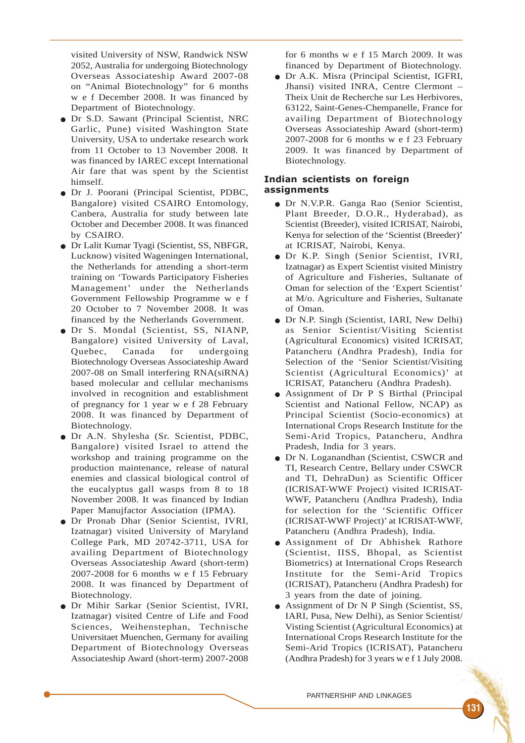visited University of NSW, Randwick NSW 2052, Australia for undergoing Biotechnology Overseas Associateship Award 2007-08 on "Animal Biotechnology" for 6 months w e f December 2008. It was financed by Department of Biotechnology.

- Dr S.D. Sawant (Principal Scientist, NRC Garlic, Pune) visited Washington State University, USA to undertake research work from 11 October to 13 November 2008. It was financed by IAREC except International Air fare that was spent by the Scientist himself.
- Dr J. Poorani (Principal Scientist, PDBC, Bangalore) visited CSAIRO Entomology, Canbera, Australia for study between late October and December 2008. It was financed by CSAIRO.
- Dr Lalit Kumar Tyagi (Scientist, SS, NBFGR, Lucknow) visited Wageningen International, the Netherlands for attending a short-term training on 'Towards Participatory Fisheries Management' under the Netherlands Government Fellowship Programme w e f 20 October to 7 November 2008. It was financed by the Netherlands Government.
- Dr S. Mondal (Scientist, SS, NIANP, Bangalore) visited University of Laval, Quebec, Canada for undergoing Biotechnology Overseas Associateship Award 2007-08 on Small interfering RNA(siRNA) based molecular and cellular mechanisms involved in recognition and establishment of pregnancy for 1 year w e f 28 February 2008. It was financed by Department of Biotechnology.
- Dr A.N. Shylesha (Sr. Scientist, PDBC, Bangalore) visited Israel to attend the workshop and training programme on the production maintenance, release of natural enemies and classical biological control of the eucalyptus gall wasps from 8 to 18 November 2008. It was financed by Indian Paper Manujfactor Association (IPMA).
- Dr Pronab Dhar (Senior Scientist, IVRI, Izatnagar) visited University of Maryland College Park, MD 20742-3711, USA for availing Department of Biotechnology Overseas Associateship Award (short-term) 2007-2008 for 6 months w e f 15 February 2008. It was financed by Department of Biotechnology.
- Dr Mihir Sarkar (Senior Scientist, IVRI, Izatnagar) visited Centre of Life and Food Sciences, Weihenstephan, Technische Universitaet Muenchen, Germany for availing Department of Biotechnology Overseas Associateship Award (short-term) 2007-2008 for 6 months w e f 15 March 2009. It was financed by Department of Biotechnology.
- Dr A.K. Misra (Principal Scientist, IGFRI, Jhansi) visited INRA, Centre Clermont – Theix Unit de Recherche sur Les Herbivores, 63122, Saint-Genes-Chempanelle, France for availing Department of Biotechnology Overseas Associateship Award (short-term) 2007-2008 for 6 months w e f 23 February 2009. It was financed by Department of Biotechnology.

## Indian scientists on foreign assignments

- Dr N.V.P.R. Ganga Rao (Senior Scientist, Plant Breeder, D.O.R., Hyderabad), as Scientist (Breeder), visited ICRISAT, Nairobi, Kenya for selection of the 'Scientist (Breeder)' at ICRISAT, Nairobi, Kenya.
- Dr K.P. Singh (Senior Scientist, IVRI, Izatnagar) as Expert Scientist visited Ministry of Agriculture and Fisheries, Sultanate of Oman for selection of the 'Expert Scientist' at M/o. Agriculture and Fisheries, Sultanate of Oman.
- Dr N.P. Singh (Scientist, IARI, New Delhi) as Senior Scientist/Visiting Scientist (Agricultural Economics) visited ICRISAT, Patancheru (Andhra Pradesh), India for Selection of the 'Senior Scientist/Visiting Scientist (Agricultural Economics)' at ICRISAT, Patancheru (Andhra Pradesh).
- Assignment of Dr P S Birthal (Principal Scientist and National Fellow, NCAP) as Principal Scientist (Socio-economics) at International Crops Research Institute for the Semi-Arid Tropics, Patancheru, Andhra Pradesh, India for 3 years.
- Dr N. Loganandhan (Scientist, CSWCR and TI, Research Centre, Bellary under CSWCR and TI, DehraDun) as Scientific Officer (ICRISAT-WWF Project) visited ICRISAT-WWF, Patancheru (Andhra Pradesh), India for selection for the 'Scientific Officer (ICRISAT-WWF Project)' at ICRISAT-WWF, Patancheru (Andhra Pradesh), India.
- Assignment of Dr Abhishek Rathore (Scientist, IISS, Bhopal, as Scientist Biometrics) at International Crops Research Institute for the Semi-Arid Tropics (ICRISAT), Patancheru (Andhra Pradesh) for 3 years from the date of joining.
- Assignment of Dr N P Singh (Scientist, SS, IARI, Pusa, New Delhi), as Senior Scientist/ Visting Scientist (Agricultural Economics) at International Crops Research Institute for the Semi-Arid Tropics (ICRISAT), Patancheru (Andhra Pradesh) for 3 years w e f 1 July 2008.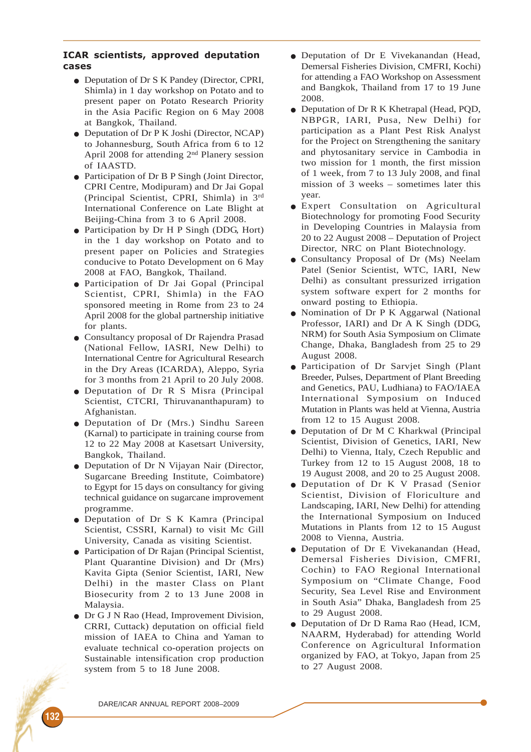## ICAR scientists, approved deputation cases

- Deputation of Dr S K Pandey (Director, CPRI, Shimla) in 1 day workshop on Potato and to present paper on Potato Research Priority in the Asia Pacific Region on 6 May 2008 at Bangkok, Thailand.
- Deputation of Dr P K Joshi (Director, NCAP) to Johannesburg, South Africa from 6 to 12 April 2008 for attending 2nd Planery session of IAASTD.
- Participation of Dr B P Singh (Joint Director, CPRI Centre, Modipuram) and Dr Jai Gopal (Principal Scientist, CPRI, Shimla) in 3rd International Conference on Late Blight at Beijing-China from 3 to 6 April 2008.
- Participation by Dr H P Singh (DDG, Hort) in the 1 day workshop on Potato and to present paper on Policies and Strategies conducive to Potato Development on 6 May 2008 at FAO, Bangkok, Thailand.
- Participation of Dr Jai Gopal (Principal Scientist, CPRI, Shimla) in the FAO sponsored meeting in Rome from 23 to 24 April 2008 for the global partnership initiative for plants.
- Consultancy proposal of Dr Rajendra Prasad (National Fellow, IASRI, New Delhi) to International Centre for Agricultural Research in the Dry Areas (ICARDA), Aleppo, Syria for 3 months from 21 April to 20 July 2008.
- Deputation of Dr R S Misra (Principal Scientist, CTCRI, Thiruvananthapuram) to Afghanistan.
- Deputation of Dr (Mrs.) Sindhu Sareen (Karnal) to participate in training course from 12 to 22 May 2008 at Kasetsart University, Bangkok, Thailand.
- Deputation of Dr N Vijayan Nair (Director, Sugarcane Breeding Institute, Coimbatore) to Egypt for 15 days on consultancy for giving technical guidance on sugarcane improvement programme.
- Deputation of Dr S K Kamra (Principal Scientist, CSSRI, Karnal) to visit Mc Gill University, Canada as visiting Scientist.
- Participation of Dr Rajan (Principal Scientist, Plant Quarantine Division) and Dr (Mrs) Kavita Gipta (Senior Scientist, IARI, New Delhi) in the master Class on Plant Biosecurity from 2 to 13 June 2008 in Malaysia.
- Dr G J N Rao (Head, Improvement Division, CRRI, Cuttack) deputation on official field mission of IAEA to China and Yaman to evaluate technical co-operation projects on Sustainable intensification crop production system from 5 to 18 June 2008.
- Deputation of Dr E Vivekanandan (Head, Demersal Fisheries Division, CMFRI, Kochi) for attending a FAO Workshop on Assessment and Bangkok, Thailand from 17 to 19 June 2008.
- Deputation of Dr R K Khetrapal (Head, PQD, NBPGR, IARI, Pusa, New Delhi) for participation as a Plant Pest Risk Analyst for the Project on Strengthening the sanitary and phytosanitary service in Cambodia in two mission for 1 month, the first mission of 1 week, from 7 to 13 July 2008, and final mission of 3 weeks – sometimes later this year.
- Expert Consultation on Agricultural Biotechnology for promoting Food Security in Developing Countries in Malaysia from 20 to 22 August 2008 – Deputation of Project Director, NRC on Plant Biotechnology.
- Consultancy Proposal of Dr (Ms) Neelam Patel (Senior Scientist, WTC, IARI, New Delhi) as consultant pressurized irrigation system software expert for 2 months for onward posting to Ethiopia.
- Nomination of Dr P K Aggarwal (National Professor, IARI) and Dr A K Singh (DDG, NRM) for South Asia Symposium on Climate Change, Dhaka, Bangladesh from 25 to 29 August 2008.
- Participation of Dr Sarvjet Singh (Plant Breeder, Pulses, Department of Plant Breeding and Genetics, PAU, Ludhiana) to FAO/IAEA International Symposium on Induced Mutation in Plants was held at Vienna, Austria from 12 to 15 August 2008.
- Deputation of Dr M C Kharkwal (Principal Scientist, Division of Genetics, IARI, New Delhi) to Vienna, Italy, Czech Republic and Turkey from 12 to 15 August 2008, 18 to 19 August 2008, and 20 to 25 August 2008.
- Deputation of Dr K V Prasad (Senior Scientist, Division of Floriculture and Landscaping, IARI, New Delhi) for attending the International Symposium on Induced Mutations in Plants from 12 to 15 August 2008 to Vienna, Austria.
- Deputation of Dr E Vivekanandan (Head, Demersal Fisheries Division, CMFRI, Cochin) to FAO Regional International Symposium on "Climate Change, Food Security, Sea Level Rise and Environment in South Asia" Dhaka, Bangladesh from 25 to 29 August 2008.
- Deputation of Dr D Rama Rao (Head, ICM, NAARM, Hyderabad) for attending World Conference on Agricultural Information organized by FAO, at Tokyo, Japan from 25 to 27 August 2008.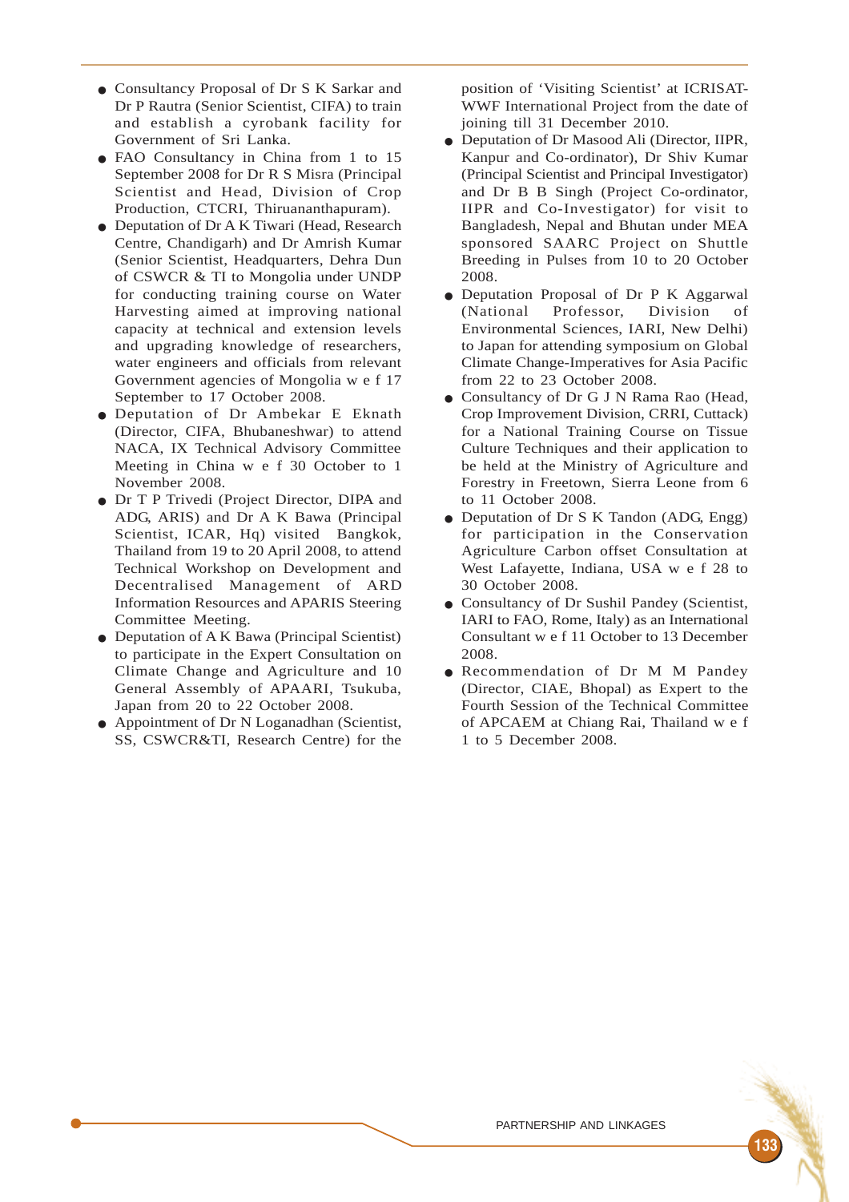- Consultancy Proposal of Dr S K Sarkar and Dr P Rautra (Senior Scientist, CIFA) to train and establish a cyrobank facility for Government of Sri Lanka.
- FAO Consultancy in China from 1 to 15 September 2008 for Dr R S Misra (Principal Scientist and Head, Division of Crop Production, CTCRI, Thiruananthapuram).
- Deputation of Dr A K Tiwari (Head, Research Centre, Chandigarh) and Dr Amrish Kumar (Senior Scientist, Headquarters, Dehra Dun of CSWCR & TI to Mongolia under UNDP for conducting training course on Water Harvesting aimed at improving national capacity at technical and extension levels and upgrading knowledge of researchers, water engineers and officials from relevant Government agencies of Mongolia w e f 17 September to 17 October 2008.
- Deputation of Dr Ambekar E Eknath (Director, CIFA, Bhubaneshwar) to attend NACA, IX Technical Advisory Committee Meeting in China w e f 30 October to 1 November 2008.
- Dr T P Trivedi (Project Director, DIPA and ADG, ARIS) and Dr A K Bawa (Principal Scientist, ICAR, Hq) visited Bangkok, Thailand from 19 to 20 April 2008, to attend Technical Workshop on Development and Decentralised Management of ARD Information Resources and APARIS Steering Committee Meeting.
- Deputation of A K Bawa (Principal Scientist) to participate in the Expert Consultation on Climate Change and Agriculture and 10 General Assembly of APAARI, Tsukuba, Japan from 20 to 22 October 2008.
- Appointment of Dr N Loganadhan (Scientist, SS, CSWCR&TI, Research Centre) for the position of 'Visiting Scientist' at ICRISAT-WWF International Project from the date of joining till 31 December 2010.
- Deputation of Dr Masood Ali (Director, IIPR, Kanpur and Co-ordinator), Dr Shiv Kumar (Principal Scientist and Principal Investigator) and Dr B B Singh (Project Co-ordinator, IIPR and Co-Investigator) for visit to Bangladesh, Nepal and Bhutan under MEA sponsored SAARC Project on Shuttle Breeding in Pulses from 10 to 20 October 2008.
- Deputation Proposal of Dr P K Aggarwal (National Professor, Division of Environmental Sciences, IARI, New Delhi) to Japan for attending symposium on Global Climate Change-Imperatives for Asia Pacific from 22 to 23 October 2008.
- Consultancy of Dr G J N Rama Rao (Head, Crop Improvement Division, CRRI, Cuttack) for a National Training Course on Tissue Culture Techniques and their application to be held at the Ministry of Agriculture and Forestry in Freetown, Sierra Leone from 6 to 11 October 2008.
- Deputation of Dr S K Tandon (ADG, Engg) for participation in the Conservation Agriculture Carbon offset Consultation at West Lafayette, Indiana, USA w e f 28 to 30 October 2008.
- Consultancy of Dr Sushil Pandey (Scientist, IARI to FAO, Rome, Italy) as an International Consultant w e f 11 October to 13 December 2008.
- Recommendation of Dr M M Pandey (Director, CIAE, Bhopal) as Expert to the Fourth Session of the Technical Committee of APCAEM at Chiang Rai, Thailand w e f 1 to 5 December 2008.